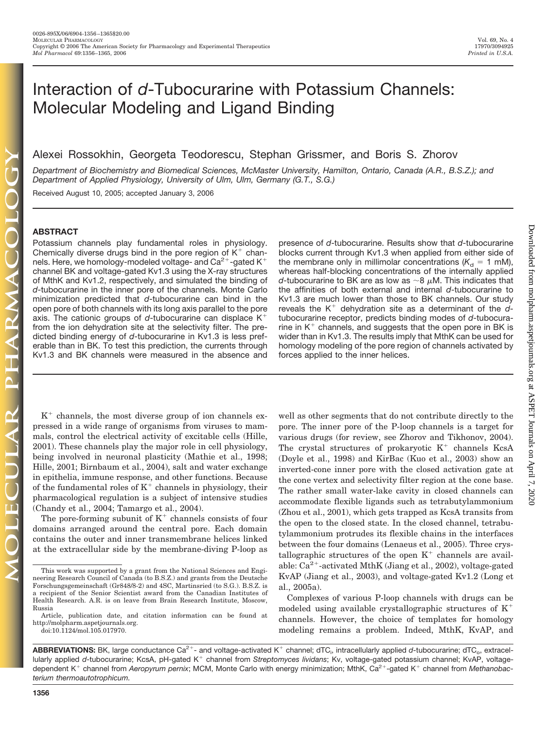# Interaction of *d*-Tubocurarine with Potassium Channels: Molecular Modeling and Ligand Binding

Alexei Rossokhin, Georgeta Teodorescu, Stephan Grissmer, and Boris S. Zhorov

*Department of Biochemistry and Biomedical Sciences, McMaster University, Hamilton, Ontario, Canada (A.R., B.S.Z.); and Department of Applied Physiology, University of Ulm, Ulm, Germany (G.T., S.G.)*

Received August 10, 2005; accepted January 3, 2006

## ABSTRACT

Potassium channels play fundamental roles in physiology. Chemically diverse drugs bind in the pore region of $K^+$ channels. Here, we homology-modeled voltage- and $Ca^{2+}$-gated $K^+$ channel BK and voltage-gated Kv1.3 using the X-ray structures of MthK and Kv1.2, respectively, and simulated the binding of *d*-tubocurarine in the inner pore of the channels. Monte Carlo minimization predicted that *d*-tubocurarine can bind in the open pore of both channels with its long axis parallel to the pore axis. The cationic groups of *d*-tubocurarine can displace $K^+$ from the ion dehydration site at the selectivity filter. The predicted binding energy of *d*-tubocurarine in Kv1.3 is less preferable than in BK. To test this prediction, the currents through Kv1.3 and BK channels were measured in the absence and presence of *d*-tubocurarine. Results show that *d*-tubocurarine blocks current through Kv1.3 when applied from either side of the membrane only in millimolar concentrations ($K_d$ = 1 mM), whereas half-blocking concentrations of the internally applied *d*-tubocurarine to BK are as low as ~8 $\mu$M. This indicates that the affinities of both external and internal *d*-tubocurarine to Kv1.3 are much lower than those to BK channels. Our study reveals the $K^+$ dehydration site as a determinant of the *d*-tubocurarine receptor, predicts binding modes of *d*-tubocurarine in $K^+$ channels, and suggests that the open pore in BK is wider than in Kv1.3. The results imply that MthK can be used for homology modeling of the pore region of channels activated by forces applied to the inner helices.

$K^+$ channels, the most diverse group of ion channels expressed in a wide range of organisms from viruses to mammals, control the electrical activity of excitable cells (Hille, 2001). These channels play the major role in cell physiology, being involved in neuronal plasticity (Mathie et al., 1998; Hille, 2001; Birnbaum et al., 2004), salt and water exchange in epithelia, immune response, and other functions. Because of the fundamental roles of $K^+$ channels in physiology, their pharmacological regulation is a subject of intensive studies (Chandy et al., 2004; Tamargo et al., 2004).

The pore-forming subunit of $K^+$ channels consists of four domains arranged around the central pore. Each domain contains the outer and inner transmembrane helices linked at the extracellular side by the membrane-diving P-loop as well as other segments that do not contribute directly to the pore. The inner pore of the P-loop channels is a target for various drugs (for review, see Zhorov and Tikhonov, 2004). The crystal structures of prokaryotic $K^+$ channels KcsA (Doyle et al., 1998) and KirBac (Kuo et al., 2003) show an inverted-cone inner pore with the closed activation gate at the cone vertex and selectivity filter region at the cone base. The rather small water-lake cavity in closed channels can accommodate flexible ligands such as tetrabutylammonium (Zhou et al., 2001), which gets trapped as KcsA transits from the open to the closed state. In the closed channel, tetrabutylammonium protrudes its flexible chains in the interfaces between the four domains (Lenaeus et al., 2005). Three crystallographic structures of the open $K^+$ channels are available: $Ca^{2+}$-activated MthK (Jiang et al., 2002), voltage-gated KvAP (Jiang et al., 2003), and voltage-gated Kv1.2 (Long et al., 2005a).

Complexes of various P-loop channels with drugs can be modeled using available crystallographic structures of $K^+$ channels. However, the choice of templates for homology modeling remains a problem. Indeed, MthK, KvAP, and

This work was supported by a grant from the National Sciences and Engineering Research Council of Canada (to B.S.Z.) and grants from the Deutsche Forschungsgemeinschaft (Gr848/8-2) and 4SC, Martinsried (to S.G.). B.S.Z. is a recipient of the Senior Scientist award from the Canadian Institutes of Health Research. A.R. is on leave from Brain Research Institute, Moscow, Russia

Article, publication date, and citation information can be found at http://molpharm.aspetjournals.org.

doi:10.1124/mol.105.017970.

**ABBREVIATIONS:** BK, large conductance $Ca^{2+}$- and voltage-activated $K^+$ channel; $dTC_i$, intracellularly applied *d*-tubocurarine; $dTC_o$, extracellularly applied *d*-tubocurarine; KcsA, pH-gated $K^+$ channel from *Streptomyces lividans*; Kv, voltage-gated potassium channel; KvAP, voltage-dependent $K^+$ channel from *Aeropyrum pernix*; MCM, Monte Carlo with energy minimization; MthK, $Ca^{2+}$-gated $K^+$ channel from *Methanobacterium thermoautotrophicum*.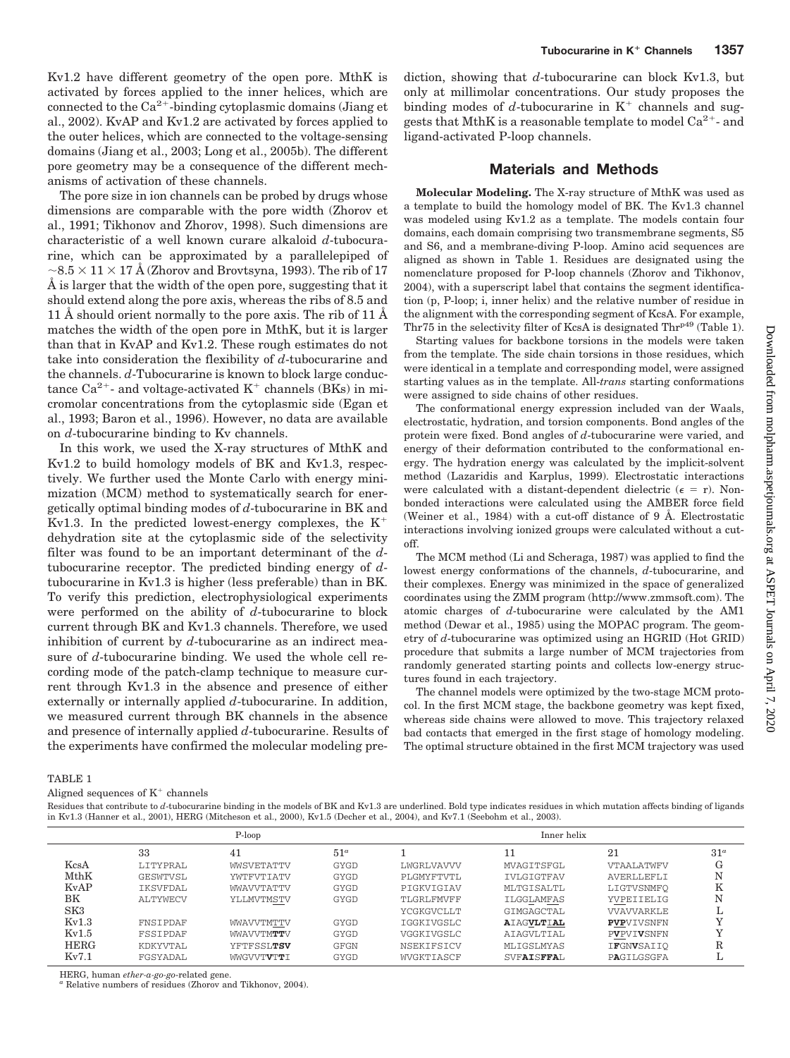Kv1.2 have different geometry of the open pore. MthK is activated by forces applied to the inner helices, which are connected to the $Ca^{2+}$-binding cytoplasmic domains (Jiang et al., 2002). KvAP and Kv1.2 are activated by forces applied to the outer helices, which are connected to the voltage-sensing domains (Jiang et al., 2003; Long et al., 2005b). The different pore geometry may be a consequence of the different mechanisms of activation of these channels.

The pore size in ion channels can be probed by drugs whose dimensions are comparable with the pore width (Zhorov et al., 1991; Tikhonov and Zhorov, 1998). Such dimensions are characteristic of a well known curare alkaloid *d*-tubocurarine, which can be approximated by a parallelepiped of $\sim 8.5 \times 11 \times 17$ Å (Zhorov and Brovtsyna, 1993). The rib of 17 Å is larger that the width of the open pore, suggesting that it should extend along the pore axis, whereas the ribs of 8.5 and 11 Å should orient normally to the pore axis. The rib of 11 Å matches the width of the open pore in MthK, but it is larger than that in KvAP and Kv1.2. These rough estimates do not take into consideration the flexibility of *d*-tubocurarine and the channels. *d*-Tubocurarine is known to block large conductance $Ca^{2+}$- and voltage-activated $K^+$ channels (BKs) in micromolar concentrations from the cytoplasmic side (Egan et al., 1993; Baron et al., 1996). However, no data are available on *d*-tubocurarine binding to Kv channels.

In this work, we used the X-ray structures of MthK and Kv1.2 to build homology models of BK and Kv1.3, respectively. We further used the Monte Carlo with energy minimization (MCM) method to systematically search for energetically optimal binding modes of *d*-tubocurarine in BK and Kv1.3. In the predicted lowest-energy complexes, the $K^+$ dehydration site at the cytoplasmic side of the selectivity filter was found to be an important determinant of the *d*-tubocurarine receptor. The predicted binding energy of *d*-tubocurarine in Kv1.3 is higher (less preferable) than in BK. To verify this prediction, electrophysiological experiments were performed on the ability of *d*-tubocurarine to block current through BK and Kv1.3 channels. Therefore, we used inhibition of current by *d*-tubocurarine as an indirect measure of *d*-tubocurarine binding. We used the whole cell recording mode of the patch-clamp technique to measure current through Kv1.3 in the absence and presence of either externally or internally applied *d*-tubocurarine. In addition, we measured current through BK channels in the absence and presence of internally applied *d*-tubocurarine. Results of the experiments have confirmed the molecular modeling prediction, showing that *d*-tubocurarine can block Kv1.3, but only at millimolar concentrations. Our study proposes the binding modes of *d*-tubocurarine in $K^+$ channels and suggests that MthK is a reasonable template to model $Ca^{2+}$- and ligand-activated P-loop channels.

## Materials and Methods

**Molecular Modeling.** The X-ray structure of MthK was used as a template to build the homology model of BK. The Kv1.3 channel was modeled using Kv1.2 as a template. The models contain four domains, each domain comprising two transmembrane segments, S5 and S6, and a membrane-diving P-loop. Amino acid sequences are aligned as shown in Table 1. Residues are designated using the nomenclature proposed for P-loop channels (Zhorov and Tikhonov, 2004), with a superscript label that contains the segment identification (p, P-loop; i, inner helix) and the relative number of residue in the alignment with the corresponding segment of KcsA. For example, Thr75 in the selectivity filter of KcsA is designated $Thr^{p49}$ (Table 1).

Starting values for backbone torsions in the models were taken from the template. The side chain torsions in those residues, which were identical in a template and corresponding model, were assigned starting values as in the template. All-*trans* starting conformations were assigned to side chains of other residues.

The conformational energy expression included van der Waals, electrostatic, hydration, and torsion components. Bond angles of the protein were fixed. Bond angles of *d*-tubocurarine were varied, and energy of their deformation contributed to the conformational energy. The hydration energy was calculated by the implicit-solvent method (Lazaridis and Karplus, 1999). Electrostatic interactions were calculated with a distant-dependent dielectric ($\epsilon = r$). Nonbonded interactions were calculated using the AMBER force field (Weiner et al., 1984) with a cut-off distance of 9 Å. Electrostatic interactions involving ionized groups were calculated without a cut-off.

The MCM method (Li and Scheraga, 1987) was applied to find the lowest energy conformations of the channels, *d*-tubocurarine, and their complexes. Energy was minimized in the space of generalized coordinates using the ZMM program (http://www.zmmsoft.com). The atomic charges of *d*-tubocurarine were calculated by the AM1 method (Dewar et al., 1985) using the MOPAC program. The geometry of *d*-tubocurarine was optimized using an HGRID (Hot GRID) procedure that submits a large number of MCM trajectories from randomly generated starting points and collects low-energy structures found in each trajectory.

The channel models were optimized by the two-stage MCM protocol. In the first MCM stage, the backbone geometry was kept fixed, whereas side chains were allowed to move. This trajectory relaxed bad contacts that emerged in the first stage of homology modeling. The optimal structure obtained in the first MCM trajectory was used

TABLE 1

Aligned sequences of $K^+$ channels

Residues that contribute to *d*-tubocurarine binding in the models of BK and Kv1.3 are underlined. Bold type indicates residues in which mutation affects binding of ligands in Kv1.3 (Hanner et al., 2001), HERG (Mitcheson et al., 2000), Kv1.5 (Decher et al., 2004), and Kv7.1 (Seebohm et al., 2003).

| | P-loop | | | Inner helix | | | |
|---|---|---|---|---|---|---|---|
| | 33 | 41 | 51[a] | 1 | 11 | 21 | 31[a] |
| KcsA | LITYPRAL | WWSVETATTV | GYGD | LWGRLVAVVV | MVAGITSFGL | VTAALATWFV | G |
| MthK | GESWTVSL | YWTFVTIATV | GYGD | PLGMYFTVTL | IVLGIGTFAV | AVERLLEFLI | N |
| KvAP | IKSVFDAL | WWAVVTATTV | GYGD | PIGKVIGIAV | MLTGISALTL | LIGTVSNMFQ | K |
| BK | ALTYWECV | YLLMVTMSTV | GYGD | TLGRLFMVFF | ILGGLAMFAS | YVPEIIELIG | N |
| SK3 | | | | YCGKGVCLLT | GIMGAGCTAL | VVAVVARKLE | L |
| Kv1.3 | FNSIPDAF | WWAVVTMTTV | GYGD | IGGKIVGSLC | **A**IAG**VLT**I**AL** | **PVP**VIVSNFN | Y |
| Kv1.5 | FSSIPDAF | WWAVVTM**TT**V | GYGD | VGGKIVGSLC | AIAGVLTIAL | P**V**PVI**V**SNFN | Y |
| HERG | KDKYVTAL | YFTFSSL**TSV** | GFGN | NSEKIFSICV | MLIGSLMYAS | I**F**GN**V**SAIIQ | R |
| Kv7.1 | FGSYADAL | WWGVVTV**T**T**I** | GYGD | WVGKTIASCF | SVF**AIS**F**FA**L | P**A**GILGSGFA | L |

HERG, human *ether-a-go-go*-related gene.

[a] Relative numbers of residues (Zhorov and Tikhonov, 2004).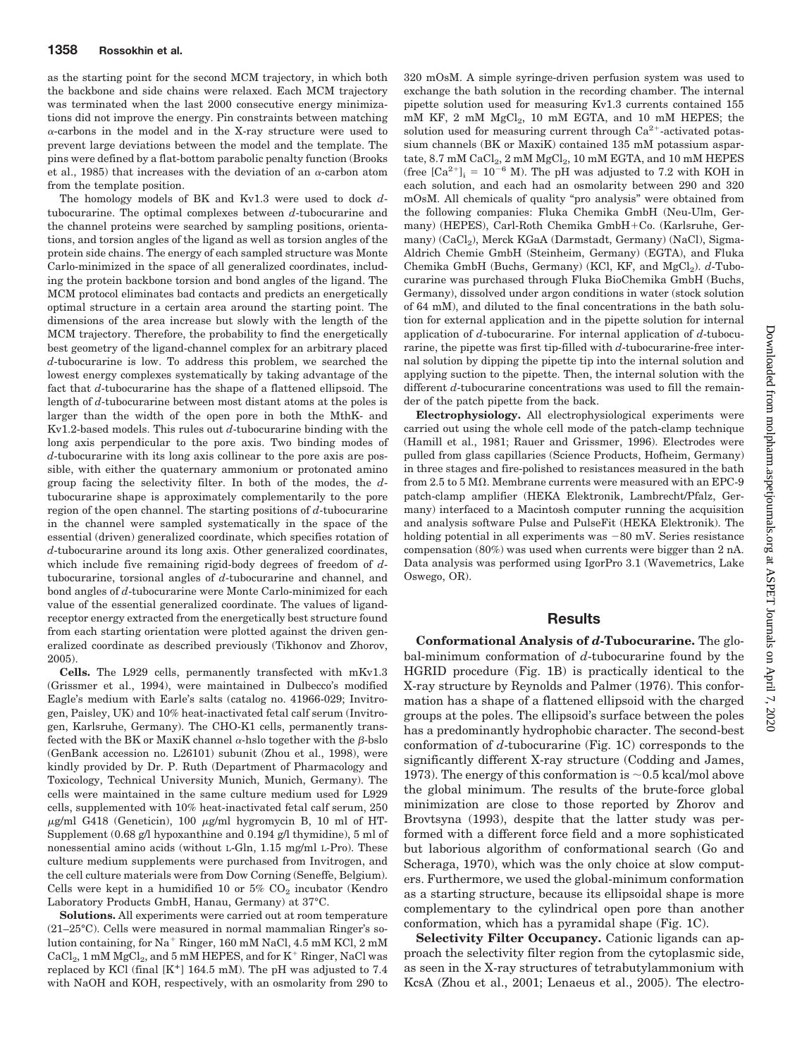as the starting point for the second MCM trajectory, in which both the backbone and side chains were relaxed. Each MCM trajectory was terminated when the last 2000 consecutive energy minimizations did not improve the energy. Pin constraints between matching α-carbons in the model and in the X-ray structure were used to prevent large deviations between the model and the template. The pins were defined by a flat-bottom parabolic penalty function (Brooks et al., 1985) that increases with the deviation of an α-carbon atom from the template position.

The homology models of BK and Kv1.3 were used to dock *d*-tubocurarine. The optimal complexes between *d*-tubocurarine and the channel proteins were searched by sampling positions, orientations, and torsion angles of the ligand as well as torsion angles of the protein side chains. The energy of each sampled structure was Monte Carlo-minimized in the space of all generalized coordinates, including the protein backbone torsion and bond angles of the ligand. The MCM protocol eliminates bad contacts and predicts an energetically optimal structure in a certain area around the starting point. The dimensions of the area increase but slowly with the length of the MCM trajectory. Therefore, the probability to find the energetically best geometry of the ligand-channel complex for an arbitrary placed *d*-tubocurarine is low. To address this problem, we searched the lowest energy complexes systematically by taking advantage of the fact that *d*-tubocurarine has the shape of a flattened ellipsoid. The length of *d*-tubocurarine between most distant atoms at the poles is larger than the width of the open pore in both the MthK- and Kv1.2-based models. This rules out *d*-tubocurarine binding with the long axis perpendicular to the pore axis. Two binding modes of *d*-tubocurarine with its long axis collinear to the pore axis are possible, with either the quaternary ammonium or protonated amino group facing the selectivity filter. In both of the modes, the *d*-tubocurarine shape is approximately complementarily to the pore region of the open channel. The starting positions of *d*-tubocurarine in the channel were sampled systematically in the space of the essential (driven) generalized coordinate, which specifies rotation of *d*-tubocurarine around its long axis. Other generalized coordinates, which include five remaining rigid-body degrees of freedom of *d*-tubocurarine, torsional angles of *d*-tubocurarine and channel, and bond angles of *d*-tubocurarine were Monte Carlo-minimized for each value of the essential generalized coordinate. The values of ligand-receptor energy extracted from the energetically best structure found from each starting orientation were plotted against the driven generalized coordinate as described previously (Tikhonov and Zhorov, 2005).

**Cells.** The L929 cells, permanently transfected with mKv1.3 (Grissmer et al., 1994), were maintained in Dulbecco's modified Eagle's medium with Earle's salts (catalog no. 41966-029; Invitrogen, Paisley, UK) and 10% heat-inactivated fetal calf serum (Invitrogen, Karlsruhe, Germany). The CHO-K1 cells, permanently transfected with the BK or MaxiK channel α-hslo together with the β-bslo (GenBank accession no. L26101) subunit (Zhou et al., 1998), were kindly provided by Dr. P. Ruth (Department of Pharmacology and Toxicology, Technical University Munich, Munich, Germany). The cells were maintained in the same culture medium used for L929 cells, supplemented with 10% heat-inactivated fetal calf serum, 250 μg/ml G418 (Geneticin), 100 μg/ml hygromycin B, 10 ml of HT-Supplement (0.68 g/l hypoxanthine and 0.194 g/l thymidine), 5 ml of nonessential amino acids (without L-Gln, 1.15 mg/ml L-Pro). These culture medium supplements were purchased from Invitrogen, and the cell culture materials were from Dow Corning (Seneffe, Belgium). Cells were kept in a humidified 10 or 5% $CO_2$ incubator (Kendro Laboratory Products GmbH, Hanau, Germany) at 37°C.

**Solutions.** All experiments were carried out at room temperature (21–25°C). Cells were measured in normal mammalian Ringer's solution containing, for $Na^+$ Ringer, 160 mM NaCl, 4.5 mM KCl, 2 mM $CaCl_2$, 1 mM $MgCl_2$, and 5 mM HEPES, and for $K^+$ Ringer, NaCl was replaced by KCl (final [$K^+$] 164.5 mM). The pH was adjusted to 7.4 with NaOH and KOH, respectively, with an osmolarity from 290 to 320 mOsM. A simple syringe-driven perfusion system was used to exchange the bath solution in the recording chamber. The internal pipette solution used for measuring Kv1.3 currents contained 155 mM KF, 2 mM $MgCl_2$, 10 mM EGTA, and 10 mM HEPES; the solution used for measuring current through $Ca^{2+}$-activated potassium channels (BK or MaxiK) contained 135 mM potassium aspartate, 8.7 mM $CaCl_2$, 2 mM $MgCl_2$, 10 mM EGTA, and 10 mM HEPES (free $[Ca^{2+}]_i = 10^{-6}$ M). The pH was adjusted to 7.2 with KOH in each solution, and each had an osmolarity between 290 and 320 mOsM. All chemicals of quality "pro analysis" were obtained from the following companies: Fluka Chemika GmbH (Neu-Ulm, Germany) (HEPES), Carl-Roth Chemika GmbH+Co. (Karlsruhe, Germany) ($CaCl_2$), Merck KGaA (Darmstadt, Germany) (NaCl), Sigma-Aldrich Chemie GmbH (Steinheim, Germany) (EGTA), and Fluka Chemika GmbH (Buchs, Germany) (KCl, KF, and $MgCl_2$). *d*-Tubocurarine was purchased through Fluka BioChemika GmbH (Buchs, Germany), dissolved under argon conditions in water (stock solution of 64 mM), and diluted to the final concentrations in the bath solution for external application and in the pipette solution for internal application of *d*-tubocurarine. For internal application of *d*-tubocurarine, the pipette was first tip-filled with *d*-tubocurarine-free internal solution by dipping the pipette tip into the internal solution and applying suction to the pipette. Then, the internal solution with the different *d*-tubocurarine concentrations was used to fill the remainder of the patch pipette from the back.

**Electrophysiology.** All electrophysiological experiments were carried out using the whole cell mode of the patch-clamp technique (Hamill et al., 1981; Rauer and Grissmer, 1996). Electrodes were pulled from glass capillaries (Science Products, Hofheim, Germany) in three stages and fire-polished to resistances measured in the bath from 2.5 to 5 MΩ. Membrane currents were measured with an EPC-9 patch-clamp amplifier (HEKA Elektronik, Lambrecht/Pfalz, Germany) interfaced to a Macintosh computer running the acquisition and analysis software Pulse and PulseFit (HEKA Elektronik). The holding potential in all experiments was −80 mV. Series resistance compensation (80%) was used when currents were bigger than 2 nA. Data analysis was performed using IgorPro 3.1 (Wavemetrics, Lake Oswego, OR).

## Results

**Conformational Analysis of *d*-Tubocurarine.** The global-minimum conformation of *d*-tubocurarine found by the HGRID procedure (Fig. 1B) is practically identical to the X-ray structure by Reynolds and Palmer (1976). This conformation has a shape of a flattened ellipsoid with the charged groups at the poles. The ellipsoid's surface between the poles has a predominantly hydrophobic character. The second-best conformation of *d*-tubocurarine (Fig. 1C) corresponds to the significantly different X-ray structure (Codding and James, 1973). The energy of this conformation is ~0.5 kcal/mol above the global minimum. The results of the brute-force global minimization are close to those reported by Zhorov and Brovtsyna (1993), despite that the latter study was performed with a different force field and a more sophisticated but laborious algorithm of conformational search (Go and Scheraga, 1970), which was the only choice at slow computers. Furthermore, we used the global-minimum conformation as a starting structure, because its ellipsoidal shape is more complementary to the cylindrical open pore than another conformation, which has a pyramidal shape (Fig. 1C).

**Selectivity Filter Occupancy.** Cationic ligands can approach the selectivity filter region from the cytoplasmic side, as seen in the X-ray structures of tetrabutylammonium with KcsA (Zhou et al., 2001; Lenaeus et al., 2005). The electro-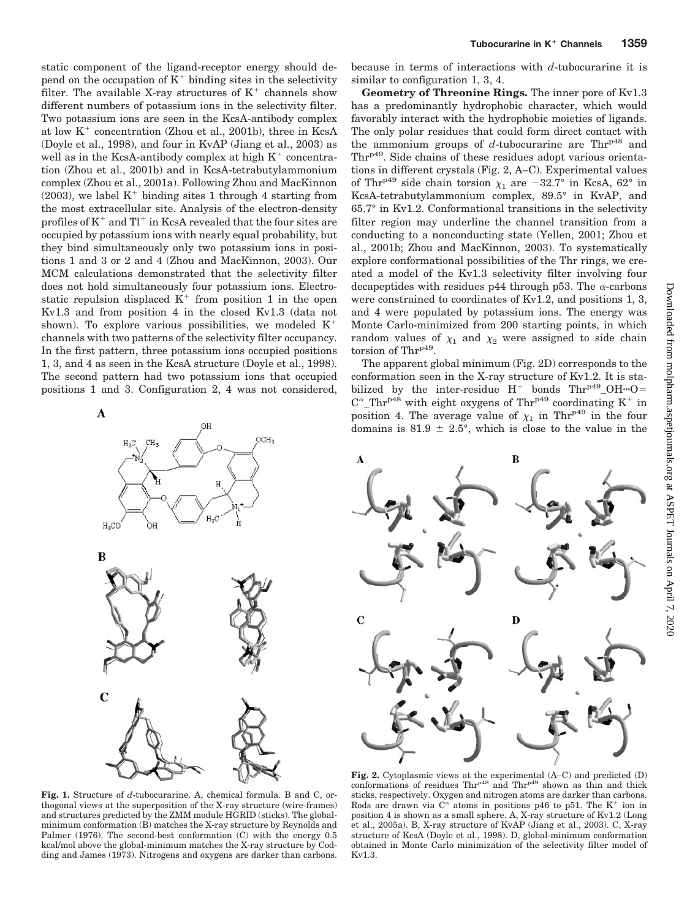static component of the ligand-receptor energy should depend on the occupation of $K^+$ binding sites in the selectivity filter. The available X-ray structures of $K^+$ channels show different numbers of potassium ions in the selectivity filter. Two potassium ions are seen in the KcsA-antibody complex at low $K^+$ concentration (Zhou et al., 2001b), three in KcsA (Doyle et al., 1998), and four in KvAP (Jiang et al., 2003) as well as in the KcsA-antibody complex at high $K^+$ concentration (Zhou et al., 2001b) and in KcsA-tetrabutylammonium complex (Zhou et al., 2001a). Following Zhou and MacKinnon (2003), we label $K^+$ binding sites 1 through 4 starting from the most extracellular site. Analysis of the electron-density profiles of $K^+$ and $Tl^+$ in KcsA revealed that the four sites are occupied by potassium ions with nearly equal probability, but they bind simultaneously only two potassium ions in positions 1 and 3 or 2 and 4 (Zhou and MacKinnon, 2003). Our MCM calculations demonstrated that the selectivity filter does not hold simultaneously four potassium ions. Electrostatic repulsion displaced $K^+$ from position 1 in the open Kv1.3 and from position 4 in the closed Kv1.3 (data not shown). To explore various possibilities, we modeled $K^+$ channels with two patterns of the selectivity filter occupancy. In the first pattern, three potassium ions occupied positions 1, 3, and 4 as seen in the KcsA structure (Doyle et al., 1998). The second pattern had two potassium ions that occupied positions 1 and 3. Configuration 2, 4 was not considered, because in terms of interactions with *d*-tubocurarine it is similar to configuration 1, 3, 4.

**Geometry of Threonine Rings.** The inner pore of Kv1.3 has a predominantly hydrophobic character, which would favorably interact with the hydrophobic moieties of ligands. The only polar residues that could form direct contact with the ammonium groups of *d*-tubocurarine are $Thr^{p48}$ and $Thr^{p49}$. Side chains of these residues adopt various orientations in different crystals (Fig. 2, A–C). Experimental values of $Thr^{p49}$ side chain torsion $\chi_1$ are −32.7° in KcsA, 62° in KcsA-tetrabutylammonium complex, 89.5° in KvAP, and 65.7° in Kv1.2. Conformational transitions in the selectivity filter region may underline the channel transition from a conducting to a nonconducting state (Yellen, 2001; Zhou et al., 2001b; Zhou and MacKinnon, 2003). To systematically explore conformational possibilities of the Thr rings, we created a model of the Kv1.3 selectivity filter involving four decapeptides with residues p44 through p53. The α-carbons were constrained to coordinates of Kv1.2, and positions 1, 3, and 4 were populated by potassium ions. The energy was Monte Carlo-minimized from 200 starting points, in which random values of $\chi_1$ and $\chi_2$ were assigned to side chain torsion of $Thr^{p49}$.

The apparent global minimum (Fig. 2D) corresponds to the conformation seen in the X-ray structure of Kv1.2. It is stabilized by the inter-residue $H^+$ bonds $Thr^{p49}$_OH···O=$C^\alpha$_$Thr^{p48}$ with eight oxygens of $Thr^{p49}$ coordinating $K^+$ in position 4. The average value of $\chi_1$ in $Thr^{p49}$ in the four domains is 81.9 ± 2.5°, which is close to the value in the

**Fig. 1.** Structure of *d*-tubocurarine. A, chemical formula. B and C, orthogonal views at the superposition of the X-ray structure (wire-frames) and structures predicted by the ZMM module HGRID (sticks). The global-minimum conformation (B) matches the X-ray structure by Reynolds and Palmer (1976). The second-best conformation (C) with the energy 0.5 kcal/mol above the global-minimum matches the X-ray structure by Codding and James (1973). Nitrogens and oxygens are darker than carbons.

**Fig. 2.** Cytoplasmic views at the experimental (A–C) and predicted (D) conformations of residues $Thr^{p48}$ and $Thr^{p49}$ shown as thin and thick sticks, respectively. Oxygen and nitrogen atoms are darker than carbons. Rods are drawn via $C^\alpha$ atoms in positions p46 to p51. The $K^+$ ion in position 4 is shown as a small sphere. A, X-ray structure of Kv1.2 (Long et al., 2005a). B, X-ray structure of KvAP (Jiang et al., 2003). C, X-ray structure of KcsA (Doyle et al., 1998). D, global-minimum conformation obtained in Monte Carlo minimization of the selectivity filter model of Kv1.3.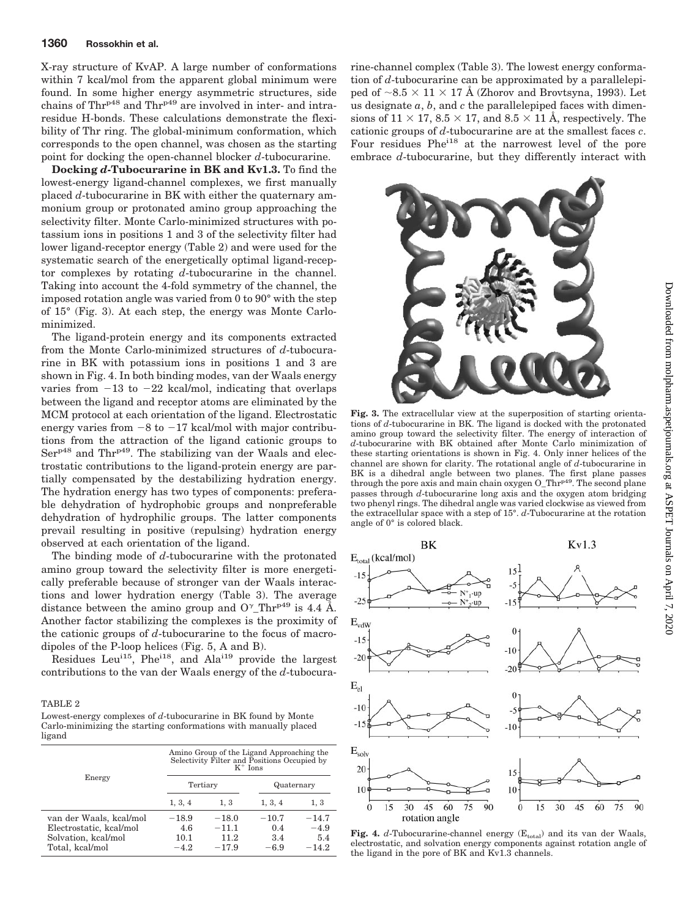X-ray structure of KvAP. A large number of conformations within 7 kcal/mol from the apparent global minimum were found. In some higher energy asymmetric structures, side chains of Thr[p48] and Thr[p49] are involved in inter- and intraresidue H-bonds. These calculations demonstrate the flexibility of Thr ring. The global-minimum conformation, which corresponds to the open channel, was chosen as the starting point for docking the open-channel blocker *d*-tubocurarine.

**Docking *d*-Tubocurarine in BK and Kv1.3.** To find the lowest-energy ligand-channel complexes, we first manually placed *d*-tubocurarine in BK with either the quaternary ammonium group or protonated amino group approaching the selectivity filter. Monte Carlo-minimized structures with potassium ions in positions 1 and 3 of the selectivity filter had lower ligand-receptor energy (Table 2) and were used for the systematic search of the energetically optimal ligand-receptor complexes by rotating *d*-tubocurarine in the channel. Taking into account the 4-fold symmetry of the channel, the imposed rotation angle was varied from 0 to 90° with the step of 15° (Fig. 3). At each step, the energy was Monte Carlo-minimized.

The ligand-protein energy and its components extracted from the Monte Carlo-minimized structures of *d*-tubocurarine in BK with potassium ions in positions 1 and 3 are shown in Fig. 4. In both binding modes, van der Waals energy varies from −13 to −22 kcal/mol, indicating that overlaps between the ligand and receptor atoms are eliminated by the MCM protocol at each orientation of the ligand. Electrostatic energy varies from −8 to −17 kcal/mol with major contributions from the attraction of the ligand cationic groups to Ser[p48] and Thr[p49]. The stabilizing van der Waals and electrostatic contributions to the ligand-protein energy are partially compensated by the destabilizing hydration energy. The hydration energy has two types of components: preferable dehydration of hydrophobic groups and nonpreferable dehydration of hydrophilic groups. The latter components prevail resulting in positive (repulsing) hydration energy observed at each orientation of the ligand.

The binding mode of *d*-tubocurarine with the protonated amino group toward the selectivity filter is more energetically preferable because of stronger van der Waals interactions and lower hydration energy (Table 3). The average distance between the amino group and $O^{\gamma}$_Thr[p49] is 4.4 Å. Another factor stabilizing the complexes is the proximity of the cationic groups of *d*-tubocurarine to the focus of macrodipoles of the P-loop helices (Fig. 5, A and B).

Residues Leu[i15], Phe[i18], and Ala[i19] provide the largest contributions to the van der Waals energy of the *d*-tubocurarine-channel complex (Table 3). The lowest energy conformation of *d*-tubocurarine can be approximated by a parallelepiped of ~8.5 × 11 × 17 Å (Zhorov and Brovtsyna, 1993). Let us designate *a*, *b*, and *c* the parallelepiped faces with dimensions of 11 × 17, 8.5 × 17, and 8.5 × 11 Å, respectively. The cationic groups of *d*-tubocurarine are at the smallest faces *c*. Four residues Phe[i18] at the narrowest level of the pore embrace *d*-tubocurarine, but they differently interact with

TABLE 2

Lowest-energy complexes of *d*-tubocurarine in BK found by Monte Carlo-minimizing the starting conformations with manually placed ligand

| Energy | Amino Group of the Ligand Approaching the Selectivity Filter and Positions Occupied by $K^+$ Ions | | | |
|---|---|---|---|---|
| | Tertiary | | Quaternary | |
| | 1, 3, 4 | 1, 3 | 1, 3, 4 | 1, 3 |
| van der Waals, kcal/mol | −18.9 | −18.0 | −10.7 | −14.7 |
| Electrostatic, kcal/mol | 4.6 | −11.1 | 0.4 | −4.9 |
| Solvation, kcal/mol | 10.1 | 11.2 | 3.4 | 5.4 |
| Total, kcal/mol | −4.2 | −17.9 | −6.9 | −14.2 |

**Fig. 3.** The extracellular view at the superposition of starting orientations of *d*-tubocurarine in BK. The ligand is docked with the protonated amino group toward the selectivity filter. The energy of interaction of *d*-tubocurarine with BK obtained after Monte Carlo minimization of these starting orientations is shown in Fig. 4. Only inner helices of the channel are shown for clarity. The rotational angle of *d*-tubocurarine in BK is a dihedral angle between two planes. The first plane passes through the pore axis and main chain oxygen O_Thr[p49]. The second plane passes through *d*-tubocurarine long axis and the oxygen atom bridging two phenyl rings. The dihedral angle was varied clockwise as viewed from the extracellular space with a step of 15°. *d*-Tubocurarine at the rotation angle of 0° is colored black.

**Fig. 4.** *d*-Tubocurarine-channel energy ($E_{total}$) and its van der Waals, electrostatic, and solvation energy components against rotation angle of the ligand in the pore of BK and Kv1.3 channels.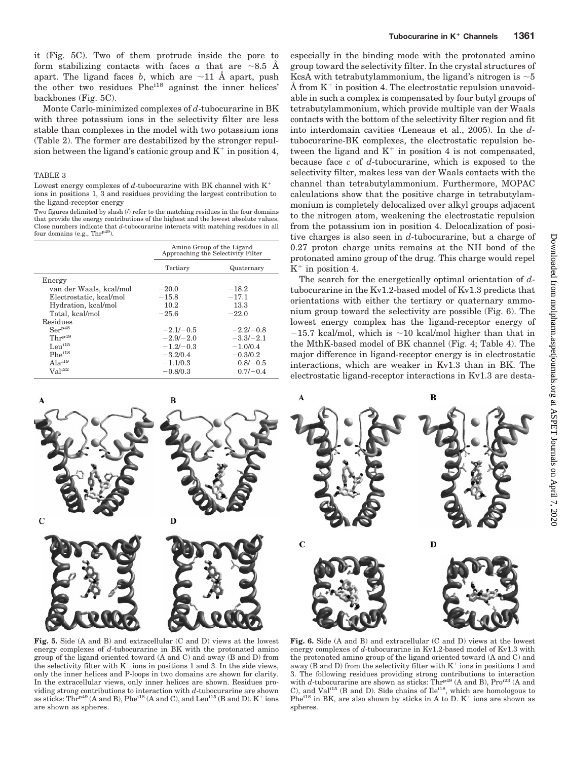it (Fig. 5C). Two of them protrude inside the pore to form stabilizing contacts with faces *a* that are ~8.5 Å apart. The ligand faces *b*, which are ~11 Å apart, push the other two residues Phe[i18] against the inner helices' backbones (Fig. 5C).

Monte Carlo-minimized complexes of *d*-tubocurarine in BK with three potassium ions in the selectivity filter are less stable than complexes in the model with two potassium ions (Table 2). The former are destabilized by the stronger repulsion between the ligand's cationic group and $K^+$ in position 4, especially in the binding mode with the protonated amino group toward the selectivity filter. In the crystal structures of KcsA with tetrabutylammonium, the ligand's nitrogen is ~5 Å from $K^+$ in position 4. The electrostatic repulsion unavoidable in such a complex is compensated by four butyl groups of tetrabutylammonium, which provide multiple van der Waals contacts with the bottom of the selectivity filter region and fit into interdomain cavities (Leneaus et al., 2005). In the *d*-tubocurarine-BK complexes, the electrostatic repulsion between the ligand and $K^+$ in position 4 is not compensated, because face *c* of *d*-tubocurarine, which is exposed to the selectivity filter, makes less van der Waals contacts with the channel than tetrabutylammonium. Furthermore, MOPAC calculations show that the positive charge in tetrabutylammonium is completely delocalized over alkyl groups adjacent to the nitrogen atom, weakening the electrostatic repulsion from the potassium ion in position 4. Delocalization of positive charges is also seen in *d*-tubocurarine, but a charge of 0.27 proton charge units remains at the NH bond of the protonated amino group of the drug. This charge would repel $K^+$ in position 4.

The search for the energetically optimal orientation of *d*-tubocurarine in the Kv1.2-based model of Kv1.3 predicts that orientations with either the tertiary or quaternary ammonium group toward the selectivity are possible (Fig. 6). The lowest energy complex has the ligand-receptor energy of −15.7 kcal/mol, which is ~10 kcal/mol higher than that in the MthK-based model of BK channel (Fig. 4; Table 4). The major difference in ligand-receptor energy is in electrostatic interactions, which are weaker in Kv1.3 than in BK. The electrostatic ligand-receptor interactions in Kv1.3 are desta-

TABLE 3

Lowest energy complexes of *d*-tubocurarine with BK channel with $K^+$ ions in positions 1, 3 and residues providing the largest contribution to the ligand-receptor energy

Two figures delimited by slash (/) refer to the matching residues in the four domains that provide the energy contributions of the highest and the lowest absolute values. Close numbers indicate that *d*-tubocurarine interacts with matching residues in all four domains (e.g., Thr[p49]).

| | Amino Group of the Ligand Approaching the Selectivity Filter | |
|---|---|---|
| | Tertiary | Quaternary |
| Energy | | |
| van der Waals, kcal/mol | −20.0 | −18.2 |
| Electrostatic, kcal/mol | −15.8 | −17.1 |
| Hydration, kcal/mol | 10.2 | 13.3 |
| Total, kcal/mol | −25.6 | −22.0 |
| Residues | | |
| Ser[p48] | −2.1/−0.5 | −2.2/−0.8 |
| Thr[p49] | −2.9/−2.0 | −3.3/−2.1 |
| Leu[i15] | −1.2/−0.3 | −1.0/0.4 |
| Phe[i18] | −3.2/0.4 | −0.3/0.2 |
| Ala[i19] | −1.1/0.3 | −0.8/−0.5 |
| Val[i22] | −0.8/0.3 | 0.7/−0.4 |

**Fig. 5.** Side (A and B) and extracellular (C and D) views at the lowest energy complexes of *d*-tubocurarine in BK with the protonated amino group of the ligand oriented toward (A and C) and away (B and D) from the selectivity filter with $K^+$ ions in positions 1 and 3. In the side views, only the inner helices and P-loops in two domains are shown for clarity. In the extracellular views, only inner helices are shown. Residues providing strong contributions to interaction with *d*-tubocurarine are shown as sticks: Thr[p49] (A and B), Phe[i18] (A and C), and Leu[i15] (B and D). $K^+$ ions are shown as spheres.

**Fig. 6.** Side (A and B) and extracellular (C and D) views at the lowest energy complexes of *d*-tubocurarine in Kv1.2-based model of Kv1.3 with the protonated amino group of the ligand oriented toward (A and C) and away (B and D) from the selectivity filter with $K^+$ ions in positions 1 and 3. The following residues providing strong contributions to interaction with *d*-tubocurarine are shown as sticks: Thr[p49] (A and B), Pro[i23] (A and C), and Val[i15] (B and D). Side chains of Ile[i18], which are homologous to Phe[i18] in BK, are also shown by sticks in A to D. $K^+$ ions are shown as spheres.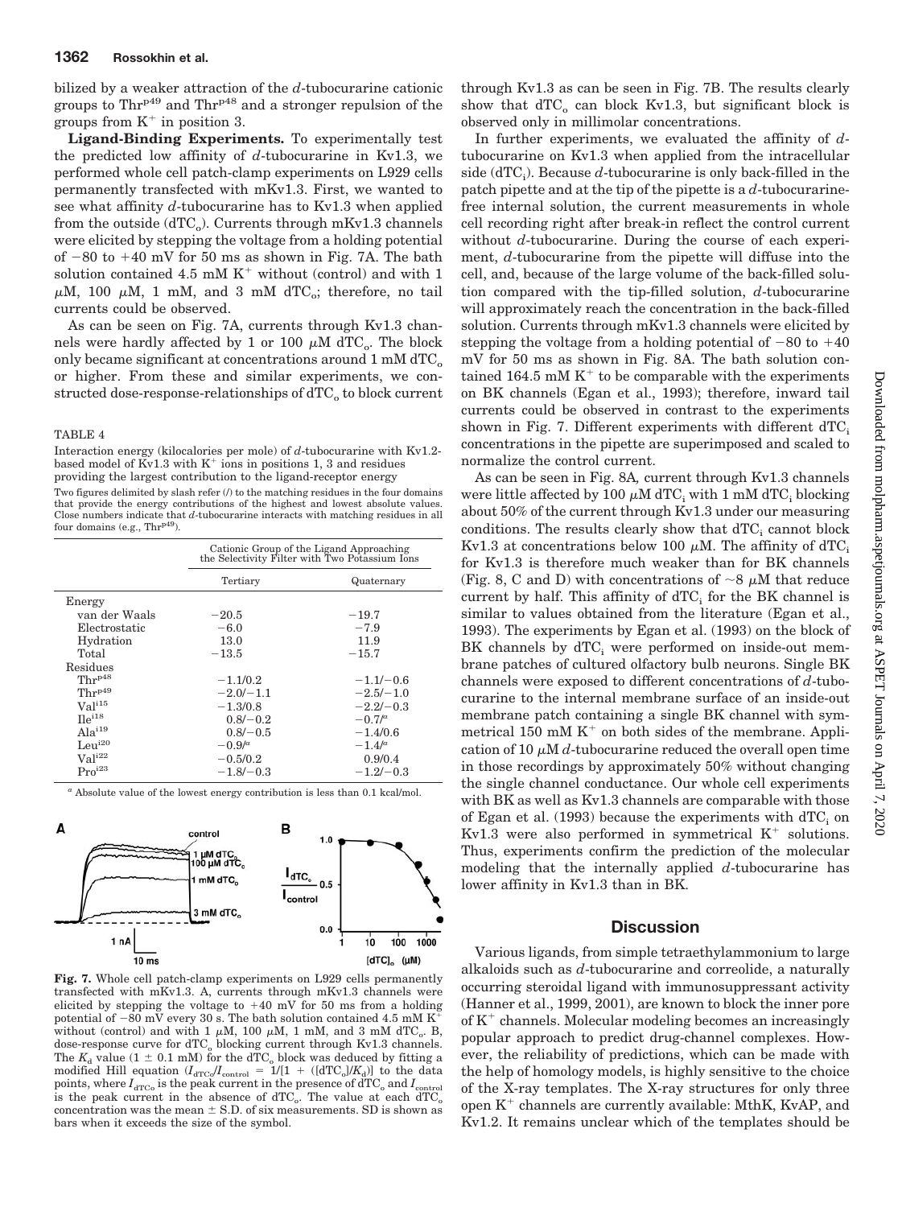bilized by a weaker attraction of the *d*-tubocurarine cationic groups to $Thr^{p49}$ and $Thr^{p48}$ and a stronger repulsion of the groups from $K^+$ in position 3.

**Ligand-Binding Experiments.** To experimentally test the predicted low affinity of *d*-tubocurarine in Kv1.3, we performed whole cell patch-clamp experiments on L929 cells permanently transfected with mKv1.3. First, we wanted to see what affinity *d*-tubocurarine has to Kv1.3 when applied from the outside ($dTC_o$). Currents through mKv1.3 channels were elicited by stepping the voltage from a holding potential of −80 to +40 mV for 50 ms as shown in Fig. 7A. The bath solution contained 4.5 mM $K^+$ without (control) and with 1 μM, 100 μM, 1 mM, and 3 mM $dTC_o$; therefore, no tail currents could be observed.

As can be seen on Fig. 7A, currents through Kv1.3 channels were hardly affected by 1 or 100 μM $dTC_o$. The block only became significant at concentrations around 1 mM $dTC_o$ or higher. From these and similar experiments, we constructed dose-response-relationships of $dTC_o$ to block current through Kv1.3 as can be seen in Fig. 7B. The results clearly show that $dTC_o$ can block Kv1.3, but significant block is observed only in millimolar concentrations.

In further experiments, we evaluated the affinity of *d*-tubocurarine on Kv1.3 when applied from the intracellular side ($dTC_i$). Because *d*-tubocurarine is only back-filled in the patch pipette and at the tip of the pipette is a *d*-tubocurarine-free internal solution, the current measurements in whole cell recording right after break-in reflect the control current without *d*-tubocurarine. During the course of each experiment, *d*-tubocurarine from the pipette will diffuse into the cell, and, because of the large volume of the back-filled solution compared with the tip-filled solution, *d*-tubocurarine will approximately reach the concentration in the back-filled solution. Currents through mKv1.3 channels were elicited by stepping the voltage from a holding potential of −80 to +40 mV for 50 ms as shown in Fig. 8A. The bath solution contained 164.5 mM $K^+$ to be comparable with the experiments on BK channels (Egan et al., 1993); therefore, inward tail currents could be observed in contrast to the experiments shown in Fig. 7. Different experiments with different $dTC_i$ concentrations in the pipette are superimposed and scaled to normalize the control current.

As can be seen in Fig. 8A, current through Kv1.3 channels were little affected by 100 μM $dTC_i$ with 1 mM $dTC_i$ blocking about 50% of the current through Kv1.3 under our measuring conditions. The results clearly show that $dTC_i$ cannot block Kv1.3 at concentrations below 100 μM. The affinity of $dTC_i$ for Kv1.3 is therefore much weaker than for BK channels (Fig. 8, C and D) with concentrations of ~8 μM that reduce current by half. This affinity of $dTC_i$ for the BK channel is similar to values obtained from the literature (Egan et al., 1993). The experiments by Egan et al. (1993) on the block of BK channels by $dTC_i$ were performed on inside-out membrane patches of cultured olfactory bulb neurons. Single BK channels were exposed to different concentrations of *d*-tubocurarine to the internal membrane surface of an inside-out membrane patch containing a single BK channel with symmetrical 150 mM $K^+$ on both sides of the membrane. Application of 10 μM *d*-tubocurarine reduced the overall open time in those recordings by approximately 50% without changing the single channel conductance. Our whole cell experiments with BK as well as Kv1.3 channels are comparable with those of Egan et al. (1993) because the experiments with $dTC_i$ on Kv1.3 were also performed in symmetrical $K^+$ solutions. Thus, experiments confirm the prediction of the molecular modeling that the internally applied *d*-tubocurarine has lower affinity in Kv1.3 than in BK.

TABLE 4

Interaction energy (kilocalories per mole) of *d*-tubocurarine with Kv1.2-based model of Kv1.3 with $K^+$ ions in positions 1, 3 and residues providing the largest contribution to the ligand-receptor energy

Two figures delimited by slash refer (/) to the matching residues in the four domains that provide the energy contributions of the highest and lowest absolute values. Close numbers indicate that *d*-tubocurarine interacts with matching residues in all four domains (e.g., $Thr^{p49}$).

| | Cationic Group of the Ligand Approaching the Selectivity Filter with Two Potassium Ions | |
|---|---|---|
| | Tertiary | Quaternary |
| Energy | | |
| van der Waals | −20.5 | −19.7 |
| Electrostatic | −6.0 | −7.9 |
| Hydration | 13.0 | 11.9 |
| Total | −13.5 | −15.7 |
| Residues | | |
| $Thr^{p48}$ | −1.1/0.2 | −1.1/−0.6 |
| $Thr^{p49}$ | −2.0/−1.1 | −2.5/−1.0 |
| $Val^{i15}$ | −1.3/0.8 | −2.2/−0.3 |
| $Ile^{i18}$ | 0.8/−0.2 | −0.7/[a] |
| $Ala^{i19}$ | 0.8/−0.5 | −1.4/0.6 |
| $Leu^{i20}$ | −0.9/[a] | −1.4/[a] |
| $Val^{i22}$ | −0.5/0.2 | 0.9/0.4 |
| $Pro^{i23}$ | −1.8/−0.3 | −1.2/−0.3 |

[a] Absolute value of the lowest energy contribution is less than 0.1 kcal/mol.

**Fig. 7.** Whole cell patch-clamp experiments on L929 cells permanently transfected with mKv1.3. A, currents through mKv1.3 channels were elicited by stepping the voltage to +40 mV for 50 ms from a holding potential of −80 mV every 30 s. The bath solution contained 4.5 mM $K^+$ without (control) and with 1 μM, 100 μM, 1 mM, and 3 mM $dTC_o$. B, dose-response curve for $dTC_o$ blocking current through Kv1.3 channels. The $K_d$ value (1 ± 0.1 mM) for the $dTC_o$ block was deduced by fitting a modified Hill equation ($I_{dTCo}/I_{control} = 1/[1 + ([dTC_o]/K_d)]$) to the data points, where $I_{dTCo}$ is the peak current in the presence of $dTC_o$ and $I_{control}$ is the peak current in the absence of $dTC_o$. The value at each $dTC_o$ concentration was the mean ± S.D. of six measurements. SD is shown as bars when it exceeds the size of the symbol.

## Discussion

Various ligands, from simple tetraethylammonium to large alkaloids such as *d*-tubocurarine and correolide, a naturally occurring steroidal ligand with immunosuppressant activity (Hanner et al., 1999, 2001), are known to block the inner pore of $K^+$ channels. Molecular modeling becomes an increasingly popular approach to predict drug-channel complexes. However, the reliability of predictions, which can be made with the help of homology models, is highly sensitive to the choice of the X-ray templates. The X-ray structures for only three open $K^+$ channels are currently available: MthK, KvAP, and Kv1.2. It remains unclear which of the templates should be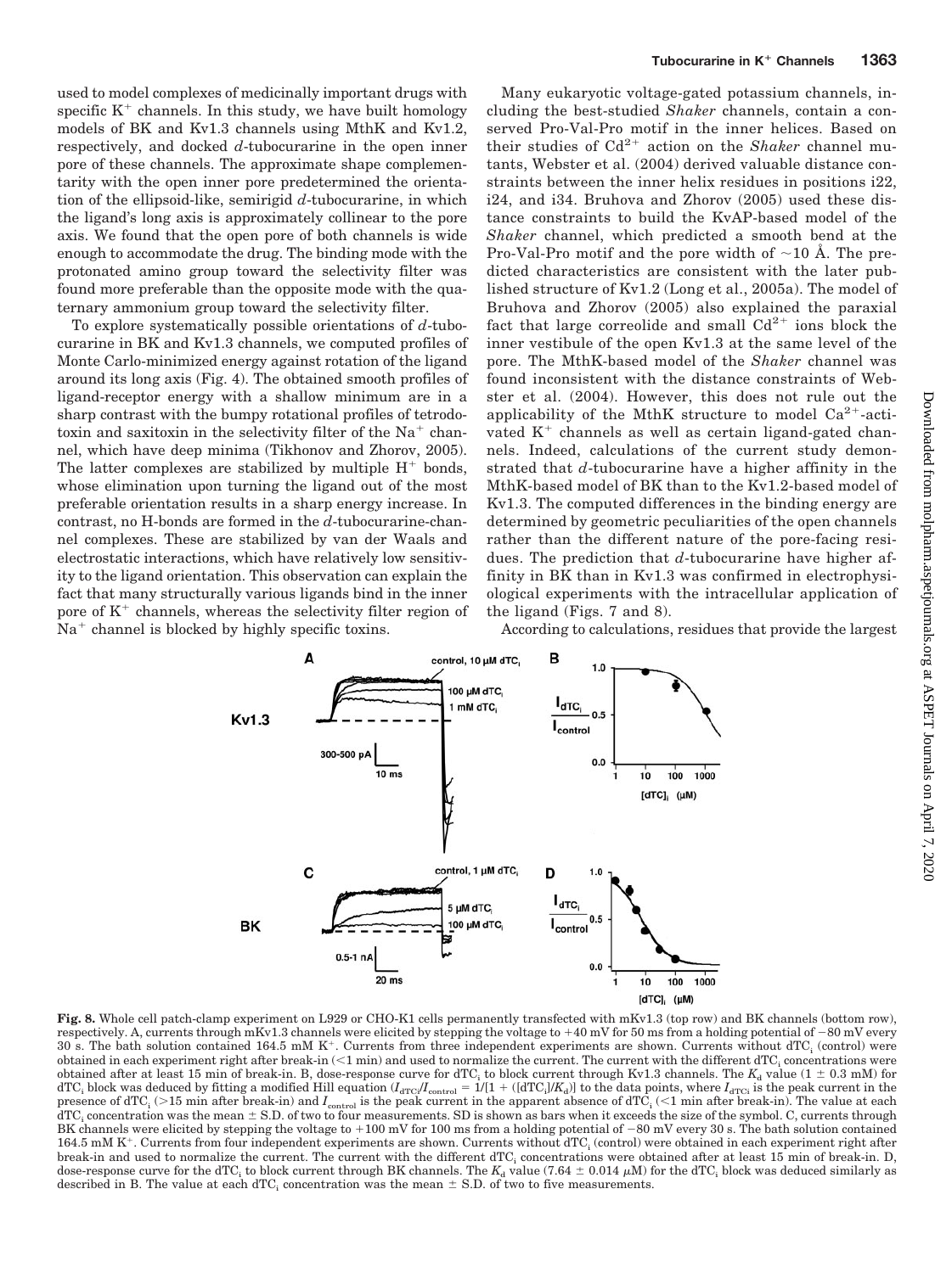used to model complexes of medicinally important drugs with specific $K^+$ channels. In this study, we have built homology models of BK and Kv1.3 channels using MthK and Kv1.2, respectively, and docked *d*-tubocurarine in the open inner pore of these channels. The approximate shape complementarity with the open inner pore predetermined the orientation of the ellipsoid-like, semirigid *d*-tubocurarine, in which the ligand's long axis is approximately collinear to the pore axis. We found that the open pore of both channels is wide enough to accommodate the drug. The binding mode with the protonated amino group toward the selectivity filter was found more preferable than the opposite mode with the quaternary ammonium group toward the selectivity filter.

To explore systematically possible orientations of *d*-tubocurarine in BK and Kv1.3 channels, we computed profiles of Monte Carlo-minimized energy against rotation of the ligand around its long axis (Fig. 4). The obtained smooth profiles of ligand-receptor energy with a shallow minimum are in a sharp contrast with the bumpy rotational profiles of tetrodotoxin and saxitoxin in the selectivity filter of the $Na^+$ channel, which have deep minima (Tikhonov and Zhorov, 2005). The latter complexes are stabilized by multiple $H^+$ bonds, whose elimination upon turning the ligand out of the most preferable orientation results in a sharp energy increase. In contrast, no H-bonds are formed in the *d*-tubocurarine-channel complexes. These are stabilized by van der Waals and electrostatic interactions, which have relatively low sensitivity to the ligand orientation. This observation can explain the fact that many structurally various ligands bind in the inner pore of $K^+$ channels, whereas the selectivity filter region of $Na^+$ channel is blocked by highly specific toxins.

Many eukaryotic voltage-gated potassium channels, including the best-studied *Shaker* channels, contain a conserved Pro-Val-Pro motif in the inner helices. Based on their studies of $Cd^{2+}$ action on the *Shaker* channel mutants, Webster et al. (2004) derived valuable distance constraints between the inner helix residues in positions i22, i24, and i34. Bruhova and Zhorov (2005) used these distance constraints to build the KvAP-based model of the *Shaker* channel, which predicted a smooth bend at the Pro-Val-Pro motif and the pore width of ~10 Å. The predicted characteristics are consistent with the later published structure of Kv1.2 (Long et al., 2005a). The model of Bruhova and Zhorov (2005) also explained the paraxial fact that large correolide and small $Cd^{2+}$ ions block the inner vestibule of the open Kv1.3 at the same level of the pore. The MthK-based model of the *Shaker* channel was found inconsistent with the distance constraints of Webster et al. (2004). However, this does not rule out the applicability of the MthK structure to model $Ca^{2+}$-activated $K^+$ channels as well as certain ligand-gated channels. Indeed, calculations of the current study demonstrated that *d*-tubocurarine have a higher affinity in the MthK-based model of BK than to the Kv1.2-based model of Kv1.3. The computed differences in the binding energy are determined by geometric peculiarities of the open channels rather than the different nature of the pore-facing residues. The prediction that *d*-tubocurarine have higher affinity in BK than in Kv1.3 was confirmed in electrophysiological experiments with the intracellular application of the ligand (Figs. 7 and 8).

According to calculations, residues that provide the largest

**Fig. 8.** Whole cell patch-clamp experiment on L929 or CHO-K1 cells permanently transfected with mKv1.3 (top row) and BK channels (bottom row), respectively. A, currents through mKv1.3 channels were elicited by stepping the voltage to +40 mV for 50 ms from a holding potential of −80 mV every 30 s. The bath solution contained 164.5 mM $K^+$. Currents from three independent experiments are shown. Currents without $dTC_i$ (control) were obtained in each experiment right after break-in (<1 min) and used to normalize the current. The current with the different $dTC_i$ concentrations were obtained after at least 15 min of break-in. B, dose-response curve for $dTC_i$ to block current through Kv1.3 channels. The $K_d$ value (1 ± 0.3 mM) for $dTC_i$ block was deduced by fitting a modified Hill equation ($I_{dTCi}/I_{control} = 1/[1 + ([dTC_i]/K_d)]$ to the data points, where $I_{dTCi}$ is the peak current in the presence of $dTC_i$ (>15 min after break-in) and $I_{control}$ is the peak current in the apparent absence of $dTC_i$ (<1 min after break-in). The value at each $dTC_i$ concentration was the mean ± S.D. of two to four measurements. SD is shown as bars when it exceeds the size of the symbol. C, currents through BK channels were elicited by stepping the voltage to +100 mV for 100 ms from a holding potential of −80 mV every 30 s. The bath solution contained 164.5 mM $K^+$. Currents from four independent experiments are shown. Currents without $dTC_i$ (control) were obtained in each experiment right after break-in and used to normalize the current. The current with the different $dTC_i$ concentrations were obtained after at least 15 min of break-in. D, dose-response curve for the $dTC_i$ to block current through BK channels. The $K_d$ value (7.64 ± 0.014 μM) for the $dTC_i$ block was deduced similarly as described in B. The value at each $dTC_i$ concentration was the mean ± S.D. of two to five measurements.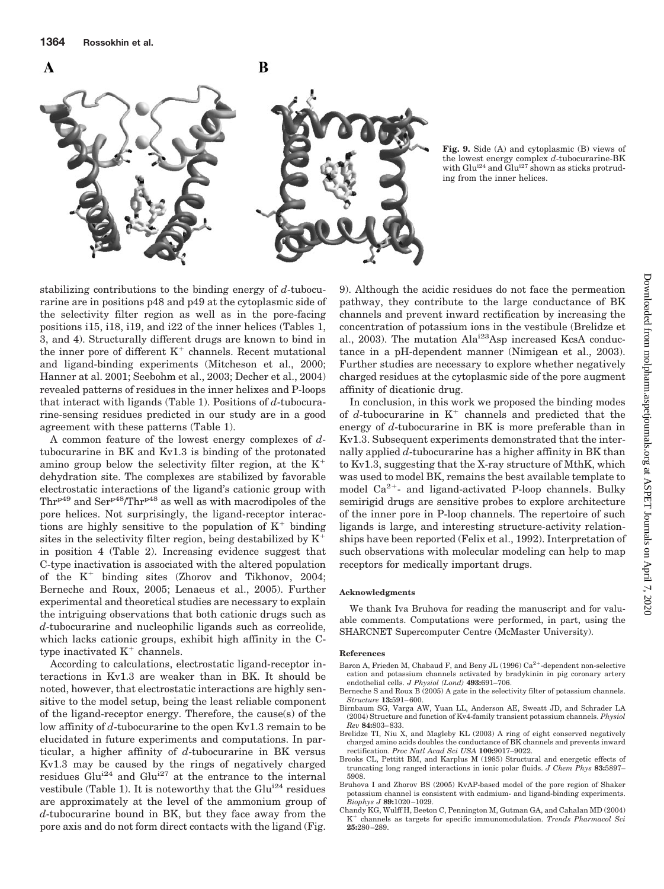**Fig. 9.** Side (A) and cytoplasmic (B) views of the lowest energy complex *d*-tubocurarine-BK with Glu[i24] and Glu[i27] shown as sticks protruding from the inner helices.

stabilizing contributions to the binding energy of *d*-tubocurarine are in positions p48 and p49 at the cytoplasmic side of the selectivity filter region as well as in the pore-facing positions i15, i18, i19, and i22 of the inner helices (Tables 1, 3, and 4). Structurally different drugs are known to bind in the inner pore of different $K^+$ channels. Recent mutational and ligand-binding experiments (Mitcheson et al., 2000; Hanner at al. 2001; Seebohm et al., 2003; Decher et al., 2004) revealed patterns of residues in the inner helixes and P-loops that interact with ligands (Table 1). Positions of *d*-tubocurarine-sensing residues predicted in our study are in a good agreement with these patterns (Table 1).

A common feature of the lowest energy complexes of *d*-tubocurarine in BK and Kv1.3 is binding of the protonated amino group below the selectivity filter region, at the $K^+$ dehydration site. The complexes are stabilized by favorable electrostatic interactions of the ligand's cationic group with Thr[p49] and Ser[p48]/Thr[p48] as well as with macrodipoles of the pore helices. Not surprisingly, the ligand-receptor interactions are highly sensitive to the population of $K^+$ binding sites in the selectivity filter region, being destabilized by $K^+$ in position 4 (Table 2). Increasing evidence suggest that C-type inactivation is associated with the altered population of the $K^+$ binding sites (Zhorov and Tikhonov, 2004; Berneche and Roux, 2005; Lenaeus et al., 2005). Further experimental and theoretical studies are necessary to explain the intriguing observations that both cationic drugs such as *d*-tubocurarine and nucleophilic ligands such as correolide, which lacks cationic groups, exhibit high affinity in the C-type inactivated $K^+$ channels.

According to calculations, electrostatic ligand-receptor interactions in Kv1.3 are weaker than in BK. It should be noted, however, that electrostatic interactions are highly sensitive to the model setup, being the least reliable component of the ligand-receptor energy. Therefore, the cause(s) of the low affinity of *d*-tubocurarine to the open Kv1.3 remain to be elucidated in future experiments and computations. In particular, a higher affinity of *d*-tubocurarine in BK versus Kv1.3 may be caused by the rings of negatively charged residues Glu[i24] and Glu[i27] at the entrance to the internal vestibule (Table 1). It is noteworthy that the Glu[i24] residues are approximately at the level of the ammonium group of *d*-tubocurarine bound in BK, but they face away from the pore axis and do not form direct contacts with the ligand (Fig. 9). Although the acidic residues do not face the permeation pathway, they contribute to the large conductance of BK channels and prevent inward rectification by increasing the concentration of potassium ions in the vestibule (Brelidze et al., 2003). The mutation Ala[i23]Asp increased KcsA conductance in a pH-dependent manner (Nimigean et al., 2003). Further studies are necessary to explore whether negatively charged residues at the cytoplasmic side of the pore augment affinity of dicationic drug.

In conclusion, in this work we proposed the binding modes of *d*-tubocurarine in $K^+$ channels and predicted that the energy of *d*-tubocurarine in BK is more preferable than in Kv1.3. Subsequent experiments demonstrated that the internally applied *d*-tubocurarine has a higher affinity in BK than to Kv1.3, suggesting that the X-ray structure of MthK, which was used to model BK, remains the best available template to model $Ca^{2+}$- and ligand-activated P-loop channels. Bulky semirigid drugs are sensitive probes to explore architecture of the inner pore in P-loop channels. The repertoire of such ligands is large, and interesting structure-activity relationships have been reported (Felix et al., 1992). Interpretation of such observations with molecular modeling can help to map receptors for medically important drugs.

#### Acknowledgments

We thank Iva Bruhova for reading the manuscript and for valuable comments. Computations were performed, in part, using the SHARCNET Supercomputer Centre (McMaster University).

#### References

Baron A, Frieden M, Chabaud F, and Beny JL (1996) $Ca^{2+}$-dependent non-selective cation and potassium channels activated by bradykinin in pig coronary artery endothelial cells. *J Physiol (Lond)* **493:**691–706.

Berneche S and Roux B (2005) A gate in the selectivity filter of potassium channels. *Structure* **13:**591–600.

Birnbaum SG, Varga AW, Yuan LL, Anderson AE, Sweatt JD, and Schrader LA (2004) Structure and function of Kv4-family transient potassium channels. *Physiol Rev* **84:**803–833.

Brelidze TI, Niu X, and Magleby KL (2003) A ring of eight conserved negatively charged amino acids doubles the conductance of BK channels and prevents inward rectification. *Proc Natl Acad Sci USA* **100:**9017–9022.

Brooks CL, Pettitt BM, and Karplus M (1985) Structural and energetic effects of truncating long ranged interactions in ionic polar fluids. *J Chem Phys* **83:**5897–5908.

Bruhova I and Zhorov BS (2005) KvAP-based model of the pore region of Shaker potassium channel is consistent with cadmium- and ligand-binding experiments. *Biophys J* **89:**1020–1029.

Chandy KG, Wulff H, Beeton C, Pennington M, Gutman GA, and Cahalan MD (2004) $K^+$ channels as targets for specific immunomodulation. *Trends Pharmacol Sci* **25:**280–289.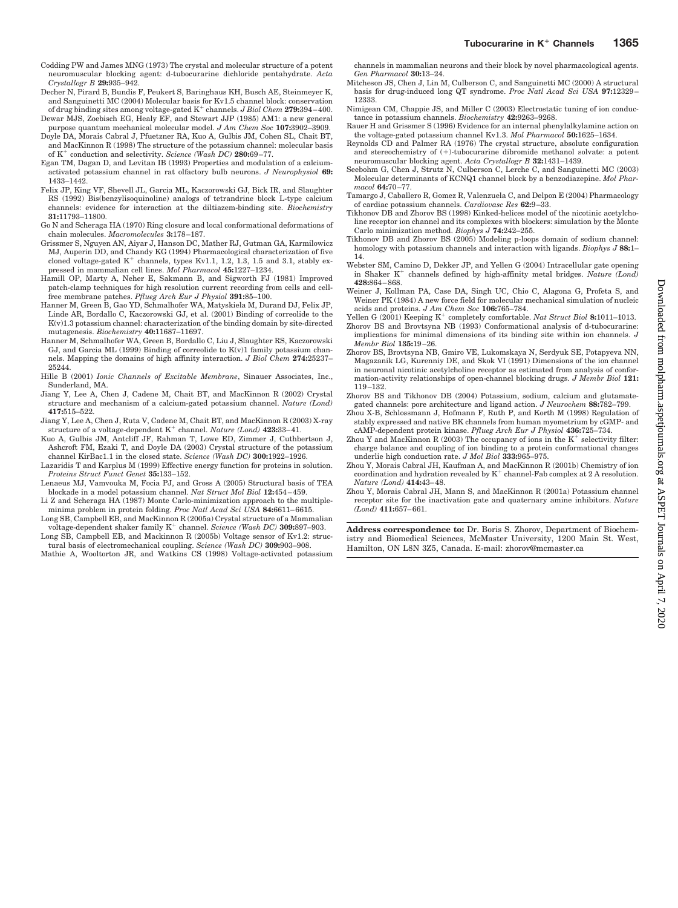Codding PW and James MNG (1973) The crystal and molecular structure of a potent neuromuscular blocking agent: d-tubocurarine dichloride pentahydrate. *Acta Crystallogr B* **29:**935–942.

Decher N, Pirard B, Bundis F, Peukert S, Baringhaus KH, Busch AE, Steinmeyer K, and Sanguinetti MC (2004) Molecular basis for Kv1.5 channel block: conservation of drug binding sites among voltage-gated $K^+$ channels. *J Biol Chem* **279:**394–400.

Dewar MJS, Zoebisch EG, Healy EF, and Stewart JJP (1985) AM1: a new general purpose quantum mechanical molecular model. *J Am Chem Soc* **107:**3902–3909.

Doyle DA, Morais Cabral J, Pfuetzner RA, Kuo A, Gulbis JM, Cohen SL, Chait BT, and MacKinnon R (1998) The structure of the potassium channel: molecular basis of $K^+$ conduction and selectivity. *Science (Wash DC)* **280:**69–77.

Egan TM, Dagan D, and Levitan IB (1993) Properties and modulation of a calcium-activated potassium channel in rat olfactory bulb neurons. *J Neurophysiol* **69:** 1433–1442.

Felix JP, King VF, Shevell JL, Garcia ML, Kaczorowski GJ, Bick IR, and Slaughter RS (1992) Bis(benzylisoquinoline) analogs of tetrandrine block L-type calcium channels: evidence for interaction at the diltiazem-binding site. *Biochemistry* **31:**11793–11800.

Go N and Scheraga HA (1970) Ring closure and local conformational deformations of chain molecules. *Macromolecules* **3:**178–187.

Grissmer S, Nguyen AN, Aiyar J, Hanson DC, Mather RJ, Gutman GA, Karmilowicz MJ, Auperin DD, and Chandy KG (1994) Pharmacological characterization of five cloned voltage-gated $K^+$ channels, types Kv1.1, 1.2, 1.3, 1.5 and 3.1, stably expressed in mammalian cell lines. *Mol Pharmacol* **45:**1227–1234.

Hamill OP, Marty A, Neher E, Sakmann B, and Sigworth FJ (1981) Improved patch-clamp techniques for high resolution current recording from cells and cell-free membrane patches. *Pflueg Arch Eur J Physiol* **391:**85–100.

Hanner M, Green B, Gao YD, Schmalhofer WA, Matyskiela M, Durand DJ, Felix JP, Linde AR, Bordallo C, Kaczorowski GJ, et al. (2001) Binding of correolide to the K(v)1.3 potassium channel: characterization of the binding domain by site-directed mutagenesis. *Biochemistry* **40:**11687–11697.

Hanner M, Schmalhofer WA, Green B, Bordallo C, Liu J, Slaughter RS, Kaczorowski GJ, and Garcia ML (1999) Binding of correolide to K(v)1 family potassium channels. Mapping the domains of high affinity interaction. *J Biol Chem* **274:**25237–25244.

Hille B (2001) *Ionic Channels of Excitable Membrane*, Sinauer Associates, Inc., Sunderland, MA.

Jiang Y, Lee A, Chen J, Cadene M, Chait BT, and MacKinnon R (2002) Crystal structure and mechanism of a calcium-gated potassium channel. *Nature (Lond)* **417:**515–522.

Jiang Y, Lee A, Chen J, Ruta V, Cadene M, Chait BT, and MacKinnon R (2003) X-ray structure of a voltage-dependent $K^+$ channel. *Nature (Lond)* **423:**33–41.

Kuo A, Gulbis JM, Antcliff JF, Rahman T, Lowe ED, Zimmer J, Cuthbertson J, Ashcroft FM, Ezaki T, and Doyle DA (2003) Crystal structure of the potassium channel KirBac1.1 in the closed state. *Science (Wash DC)* **300:**1922–1926.

Lazaridis T and Karplus M (1999) Effective energy function for proteins in solution. *Proteins Struct Funct Genet* **35:**133–152.

Lenaeus MJ, Vamvouka M, Focia PJ, and Gross A (2005) Structural basis of TEA blockade in a model potassium channel. *Nat Struct Mol Biol* **12:**454–459.

Li Z and Scheraga HA (1987) Monte Carlo-minimization approach to the multiple-minima problem in protein folding. *Proc Natl Acad Sci USA* **84:**6611–6615.

Long SB, Campbell EB, and MacKinnon R (2005a) Crystal structure of a Mammalian voltage-dependent shaker family $K^+$ channel. *Science (Wash DC)* **309:**897–903.

Long SB, Campbell EB, and Mackinnon R (2005b) Voltage sensor of Kv1.2: structural basis of electromechanical coupling. *Science (Wash DC)* **309:**903–908.

Mathie A, Wooltorton JR, and Watkins CS (1998) Voltage-activated potassium channels in mammalian neurons and their block by novel pharmacological agents. *Gen Pharmacol* **30:**13–24.

Mitcheson JS, Chen J, Lin M, Culberson C, and Sanguinetti MC (2000) A structural basis for drug-induced long QT syndrome. *Proc Natl Acad Sci USA* **97:**12329–12333.

Nimigean CM, Chappie JS, and Miller C (2003) Electrostatic tuning of ion conductance in potassium channels. *Biochemistry* **42:**9263–9268.

Rauer H and Grissmer S (1996) Evidence for an internal phenylalkylamine action on the voltage-gated potassium channel Kv1.3. *Mol Pharmacol* **50:**1625–1634.

Reynolds CD and Palmer RA (1976) The crystal structure, absolute configuration and stereochemistry of (+)-tubocurarine dibromide methanol solvate: a potent neuromuscular blocking agent. *Acta Crystallogr B* **32:**1431–1439.

Seebohm G, Chen J, Strutz N, Culberson C, Lerche C, and Sanguinetti MC (2003) Molecular determinants of KCNQ1 channel block by a benzodiazepine. *Mol Pharmacol* **64:**70–77.

Tamargo J, Caballero R, Gomez R, Valenzuela C, and Delpon E (2004) Pharmacology of cardiac potassium channels. *Cardiovasc Res* **62:**9–33.

Tikhonov DB and Zhorov BS (1998) Kinked-helices model of the nicotinic acetylcholine receptor ion channel and its complexes with blockers: simulation by the Monte Carlo minimization method. *Biophys J* **74:**242–255.

Tikhonov DB and Zhorov BS (2005) Modeling p-loops domain of sodium channel: homology with potassium channels and interaction with ligands. *Biophys J* **88:**1–14.

Webster SM, Camino D, Dekker JP, and Yellen G (2004) Intracellular gate opening in Shaker $K^+$ channels defined by high-affinity metal bridges. *Nature (Lond)* **428:**864–868.

Weiner J, Kollman PA, Case DA, Singh UC, Chio C, Alagona G, Profeta S, and Weiner PK (1984) A new force field for molecular mechanical simulation of nucleic acids and proteins. *J Am Chem Soc* **106:**765–784.

Yellen G (2001) Keeping $K^+$ completely comfortable. *Nat Struct Biol* **8:**1011–1013.

Zhorov BS and Brovtsyna NB (1993) Conformational analysis of d-tubocurarine: implications for minimal dimensions of its binding site within ion channels. *J Membr Biol* **135:**19–26.

Zhorov BS, Brovtsyna NB, Gmiro VE, Lukomskaya N, Serdyuk SE, Potapyeva NN, Magazanik LG, Kurenniy DE, and Skok VI (1991) Dimensions of the ion channel in neuronal nicotinic acetylcholine receptor as estimated from analysis of conformation-activity relationships of open-channel blocking drugs. *J Membr Biol* **121:** 119–132.

Zhorov BS and Tikhonov DB (2004) Potassium, sodium, calcium and glutamate-gated channels: pore architecture and ligand action. *J Neurochem* **88:**782–799.

Zhou X-B, Schlossmann J, Hofmann F, Ruth P, and Korth M (1998) Regulation of stably expressed and native BK channels from human myometrium by cGMP- and cAMP-dependent protein kinase. *Pflueg Arch Eur J Physiol* **436:**725–734.

Zhou Y and MacKinnon R (2003) The occupancy of ions in the $K^+$ selectivity filter: charge balance and coupling of ion binding to a protein conformational changes underlie high conduction rate. *J Mol Biol* **333:**965–975.

Zhou Y, Morais Cabral JH, Kaufman A, and MacKinnon R (2001b) Chemistry of ion coordination and hydration revealed by $K^+$ channel-Fab complex at 2 A resolution. *Nature (Lond)* **414:**43–48.

Zhou Y, Morais Cabral JH, Mann S, and MacKinnon R (2001a) Potassium channel receptor site for the inactivation gate and quaternary amine inhibitors. *Nature (Lond)* **411:**657–661.

**Address correspondence to:** Dr. Boris S. Zhorov, Department of Biochemistry and Biomedical Sciences, McMaster University, 1200 Main St. West, Hamilton, ON L8N 3Z5, Canada. E-mail: zhorov@mcmaster.ca